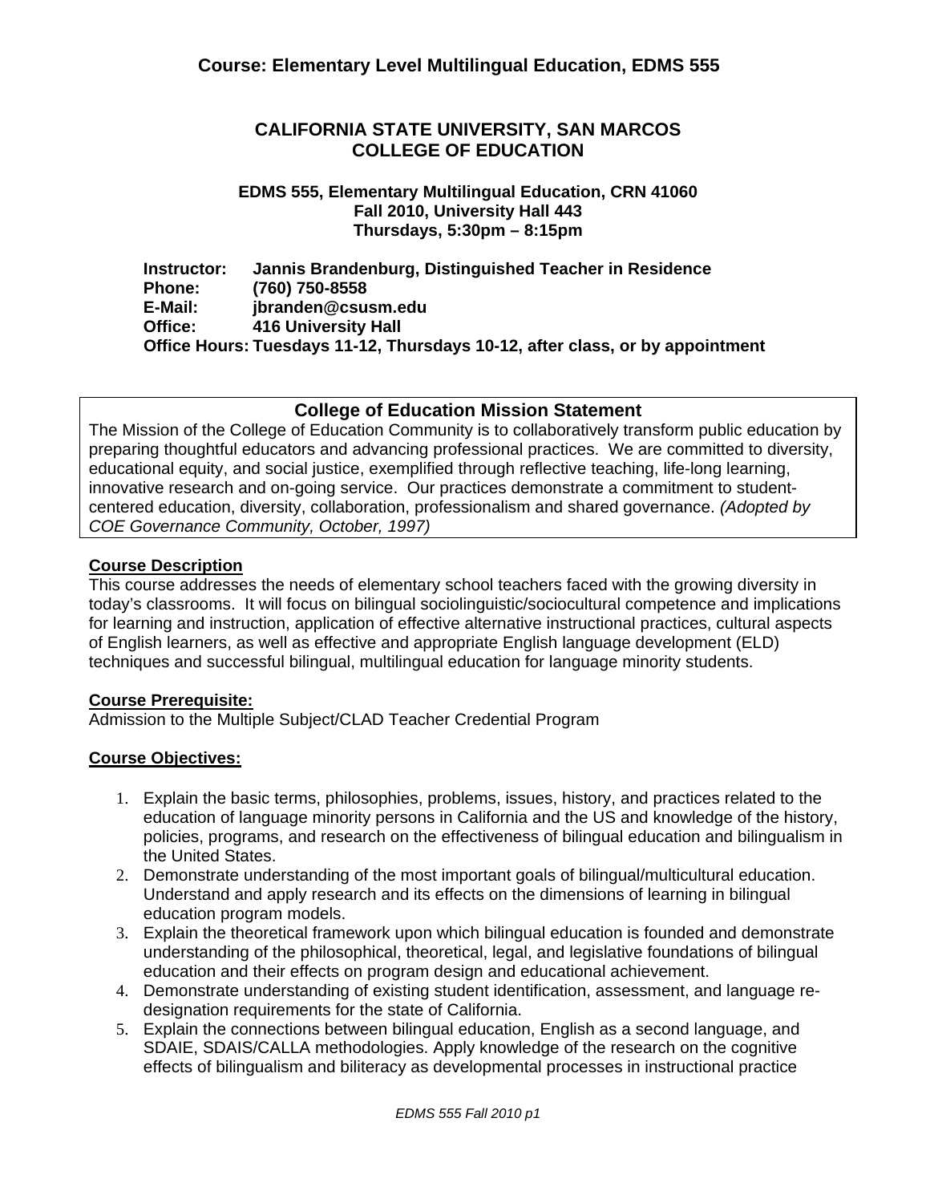# Course: Elementary Level Multilingual Education, EDMS 555

## CALIFORNIA STATE UNIVERSITY, SAN MARCOS
## COLLEGE OF EDUCATION

**EDMS 555, Elementary Multilingual Education, CRN 41060**
**Fall 2010, University Hall 443**
**Thursdays, 5:30pm – 8:15pm**

**Instructor:** Jannis Brandenburg, Distinguished Teacher in Residence
**Phone:** (760) 750-8558
**E-Mail:** jbranden@csusm.edu
**Office:** 416 University Hall
**Office Hours:** Tuesdays 11-12, Thursdays 10-12, after class, or by appointment

### College of Education Mission Statement

The Mission of the College of Education Community is to collaboratively transform public education by preparing thoughtful educators and advancing professional practices. We are committed to diversity, educational equity, and social justice, exemplified through reflective teaching, life-long learning, innovative research and on-going service. Our practices demonstrate a commitment to student-centered education, diversity, collaboration, professionalism and shared governance. *(Adopted by COE Governance Community, October, 1997)*

### Course Description

This course addresses the needs of elementary school teachers faced with the growing diversity in today's classrooms. It will focus on bilingual sociolinguistic/sociocultural competence and implications for learning and instruction, application of effective alternative instructional practices, cultural aspects of English learners, as well as effective and appropriate English language development (ELD) techniques and successful bilingual, multilingual education for language minority students.

### Course Prerequisite:

Admission to the Multiple Subject/CLAD Teacher Credential Program

### Course Objectives:

1. Explain the basic terms, philosophies, problems, issues, history, and practices related to the education of language minority persons in California and the US and knowledge of the history, policies, programs, and research on the effectiveness of bilingual education and bilingualism in the United States.
2. Demonstrate understanding of the most important goals of bilingual/multicultural education. Understand and apply research and its effects on the dimensions of learning in bilingual education program models.
3. Explain the theoretical framework upon which bilingual education is founded and demonstrate understanding of the philosophical, theoretical, legal, and legislative foundations of bilingual education and their effects on program design and educational achievement.
4. Demonstrate understanding of existing student identification, assessment, and language re-designation requirements for the state of California.
5. Explain the connections between bilingual education, English as a second language, and SDAIE, SDAIS/CALLA methodologies. Apply knowledge of the research on the cognitive effects of bilingualism and biliteracy as developmental processes in instructional practice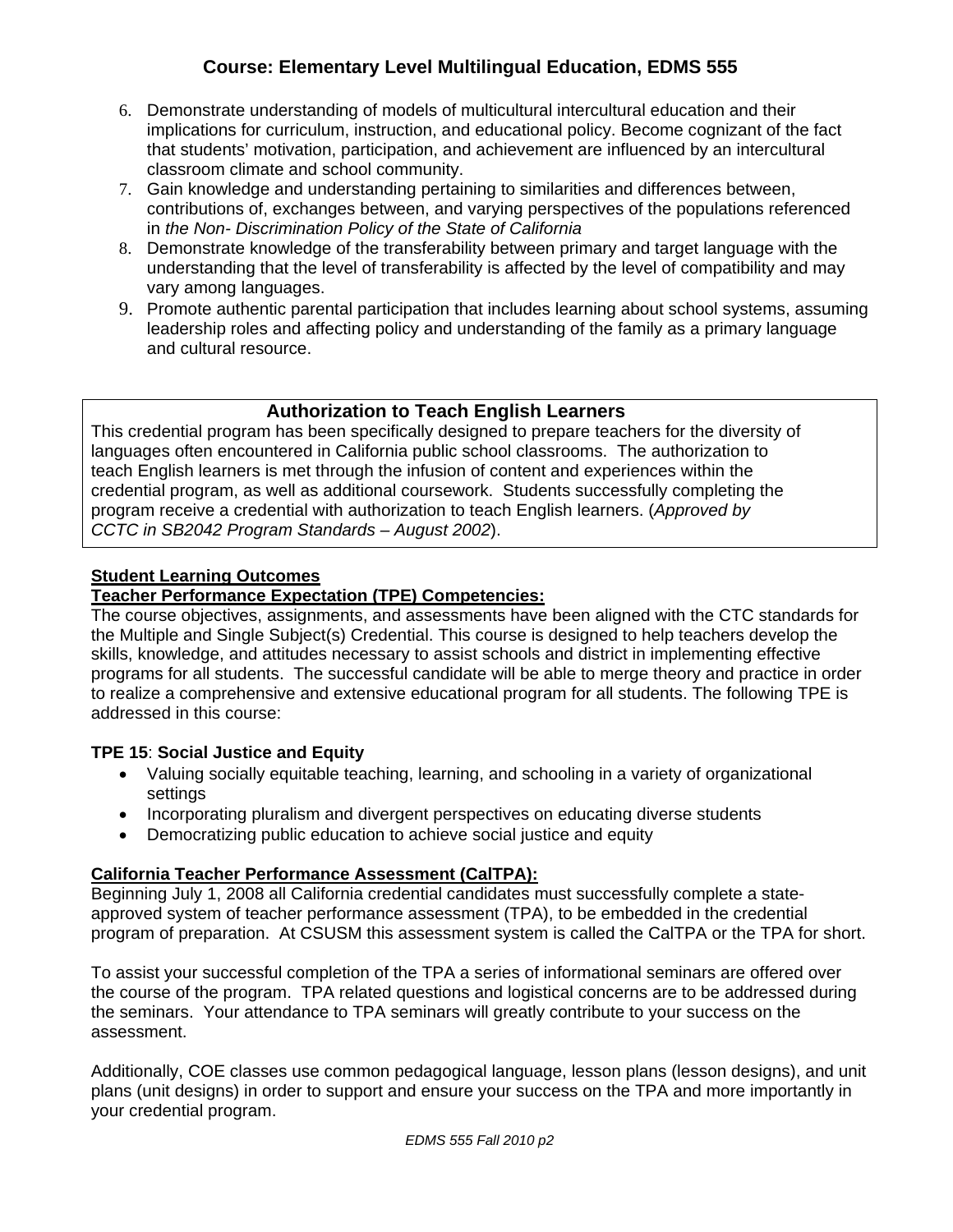6. Demonstrate understanding of models of multicultural intercultural education and their implications for curriculum, instruction, and educational policy. Become cognizant of the fact that students' motivation, participation, and achievement are influenced by an intercultural classroom climate and school community.
7. Gain knowledge and understanding pertaining to similarities and differences between, contributions of, exchanges between, and varying perspectives of the populations referenced in *the Non- Discrimination Policy of the State of California*
8. Demonstrate knowledge of the transferability between primary and target language with the understanding that the level of transferability is affected by the level of compatibility and may vary among languages.
9. Promote authentic parental participation that includes learning about school systems, assuming leadership roles and affecting policy and understanding of the family as a primary language and cultural resource.

## Authorization to Teach English Learners

This credential program has been specifically designed to prepare teachers for the diversity of languages often encountered in California public school classrooms. The authorization to teach English learners is met through the infusion of content and experiences within the credential program, as well as additional coursework. Students successfully completing the program receive a credential with authorization to teach English learners. (*Approved by CCTC in SB2042 Program Standards – August 2002*).

**Student Learning Outcomes**

**Teacher Performance Expectation (TPE) Competencies:**

The course objectives, assignments, and assessments have been aligned with the CTC standards for the Multiple and Single Subject(s) Credential. This course is designed to help teachers develop the skills, knowledge, and attitudes necessary to assist schools and district in implementing effective programs for all students. The successful candidate will be able to merge theory and practice in order to realize a comprehensive and extensive educational program for all students. The following TPE is addressed in this course:

**TPE 15**: **Social Justice and Equity**

- Valuing socially equitable teaching, learning, and schooling in a variety of organizational settings
- Incorporating pluralism and divergent perspectives on educating diverse students
- Democratizing public education to achieve social justice and equity

**California Teacher Performance Assessment (CalTPA):**

Beginning July 1, 2008 all California credential candidates must successfully complete a state-approved system of teacher performance assessment (TPA), to be embedded in the credential program of preparation. At CSUSM this assessment system is called the CalTPA or the TPA for short.

To assist your successful completion of the TPA a series of informational seminars are offered over the course of the program. TPA related questions and logistical concerns are to be addressed during the seminars. Your attendance to TPA seminars will greatly contribute to your success on the assessment.

Additionally, COE classes use common pedagogical language, lesson plans (lesson designs), and unit plans (unit designs) in order to support and ensure your success on the TPA and more importantly in your credential program.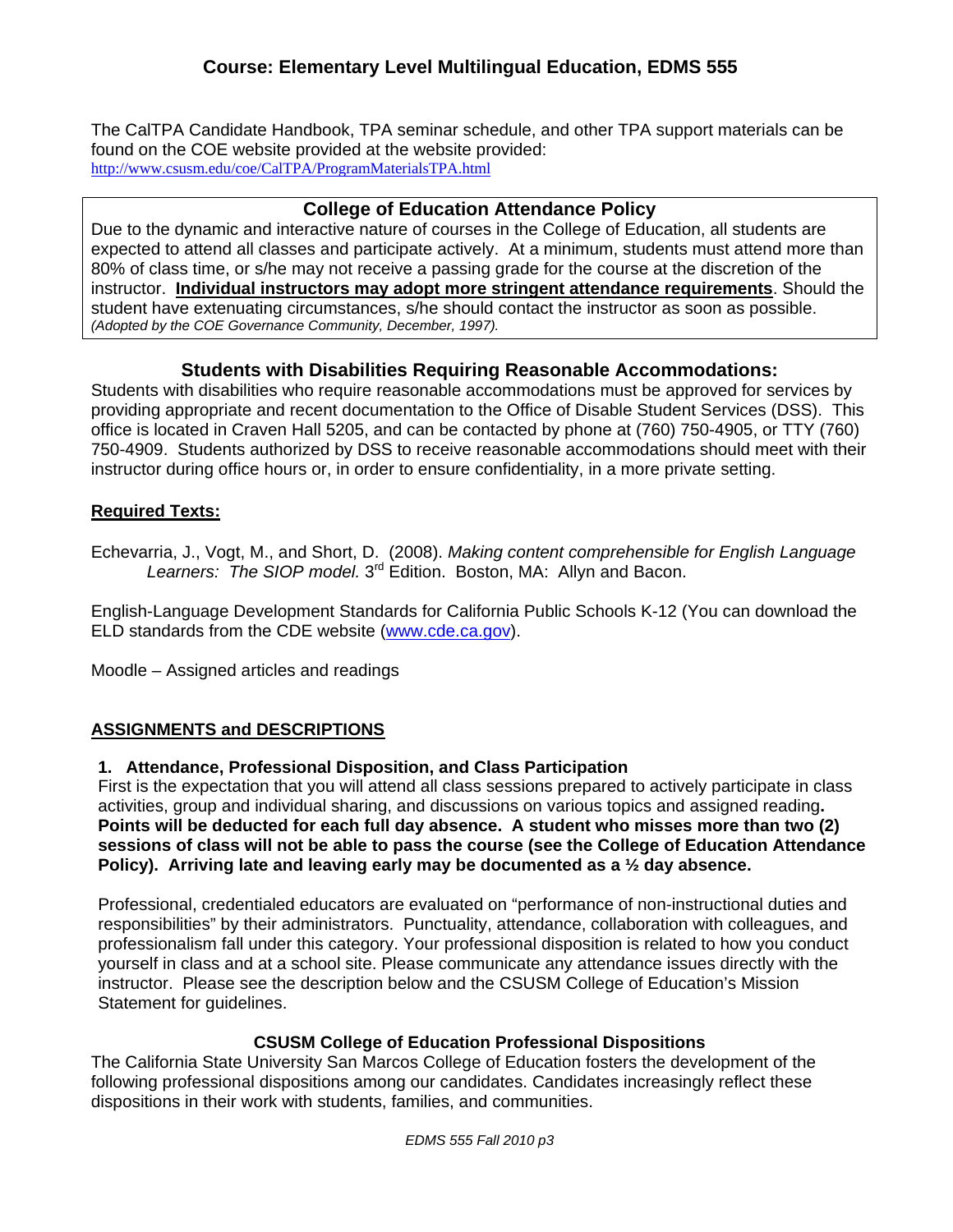## Course: Elementary Level Multilingual Education, EDMS 555

The CalTPA Candidate Handbook, TPA seminar schedule, and other TPA support materials can be found on the COE website provided at the website provided: http://www.csusm.edu/coe/CalTPA/ProgramMaterialsTPA.html

### College of Education Attendance Policy

Due to the dynamic and interactive nature of courses in the College of Education, all students are expected to attend all classes and participate actively. At a minimum, students must attend more than 80% of class time, or s/he may not receive a passing grade for the course at the discretion of the instructor. **Individual instructors may adopt more stringent attendance requirements**. Should the student have extenuating circumstances, s/he should contact the instructor as soon as possible. *(Adopted by the COE Governance Community, December, 1997).*

### Students with Disabilities Requiring Reasonable Accommodations:

Students with disabilities who require reasonable accommodations must be approved for services by providing appropriate and recent documentation to the Office of Disable Student Services (DSS). This office is located in Craven Hall 5205, and can be contacted by phone at (760) 750-4905, or TTY (760) 750-4909. Students authorized by DSS to receive reasonable accommodations should meet with their instructor during office hours or, in order to ensure confidentiality, in a more private setting.

**Required Texts:**

Echevarria, J., Vogt, M., and Short, D. (2008). *Making content comprehensible for English Language Learners: The SIOP model.* 3rd Edition. Boston, MA: Allyn and Bacon.

English-Language Development Standards for California Public Schools K-12 (You can download the ELD standards from the CDE website (www.cde.ca.gov).

Moodle – Assigned articles and readings

**ASSIGNMENTS and DESCRIPTIONS**

**1. Attendance, Professional Disposition, and Class Participation**

First is the expectation that you will attend all class sessions prepared to actively participate in class activities, group and individual sharing, and discussions on various topics and assigned reading**. Points will be deducted for each full day absence. A student who misses more than two (2) sessions of class will not be able to pass the course (see the College of Education Attendance Policy). Arriving late and leaving early may be documented as a ½ day absence.**

Professional, credentialed educators are evaluated on "performance of non-instructional duties and responsibilities" by their administrators. Punctuality, attendance, collaboration with colleagues, and professionalism fall under this category. Your professional disposition is related to how you conduct yourself in class and at a school site. Please communicate any attendance issues directly with the instructor. Please see the description below and the CSUSM College of Education's Mission Statement for guidelines.

### CSUSM College of Education Professional Dispositions

The California State University San Marcos College of Education fosters the development of the following professional dispositions among our candidates. Candidates increasingly reflect these dispositions in their work with students, families, and communities.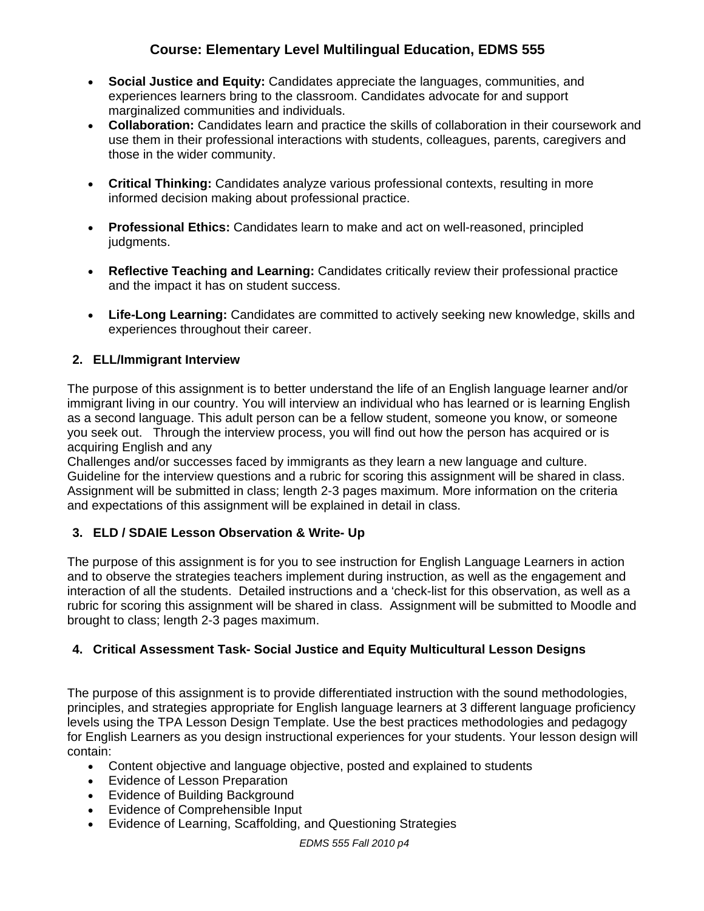- **Social Justice and Equity:** Candidates appreciate the languages, communities, and experiences learners bring to the classroom. Candidates advocate for and support marginalized communities and individuals.
- **Collaboration:** Candidates learn and practice the skills of collaboration in their coursework and use them in their professional interactions with students, colleagues, parents, caregivers and those in the wider community.
- **Critical Thinking:** Candidates analyze various professional contexts, resulting in more informed decision making about professional practice.
- **Professional Ethics:** Candidates learn to make and act on well-reasoned, principled judgments.
- **Reflective Teaching and Learning:** Candidates critically review their professional practice and the impact it has on student success.
- **Life-Long Learning:** Candidates are committed to actively seeking new knowledge, skills and experiences throughout their career.

**2. ELL/Immigrant Interview**

The purpose of this assignment is to better understand the life of an English language learner and/or immigrant living in our country. You will interview an individual who has learned or is learning English as a second language. This adult person can be a fellow student, someone you know, or someone you seek out. Through the interview process, you will find out how the person has acquired or is acquiring English and any
Challenges and/or successes faced by immigrants as they learn a new language and culture. Guideline for the interview questions and a rubric for scoring this assignment will be shared in class. Assignment will be submitted in class; length 2-3 pages maximum. More information on the criteria and expectations of this assignment will be explained in detail in class.

**3. ELD / SDAIE Lesson Observation & Write- Up**

The purpose of this assignment is for you to see instruction for English Language Learners in action and to observe the strategies teachers implement during instruction, as well as the engagement and interaction of all the students. Detailed instructions and a 'check-list for this observation, as well as a rubric for scoring this assignment will be shared in class. Assignment will be submitted to Moodle and brought to class; length 2-3 pages maximum.

**4. Critical Assessment Task- Social Justice and Equity Multicultural Lesson Designs**

The purpose of this assignment is to provide differentiated instruction with the sound methodologies, principles, and strategies appropriate for English language learners at 3 different language proficiency levels using the TPA Lesson Design Template. Use the best practices methodologies and pedagogy for English Learners as you design instructional experiences for your students. Your lesson design will contain:

- Content objective and language objective, posted and explained to students
- Evidence of Lesson Preparation
- Evidence of Building Background
- Evidence of Comprehensible Input
- Evidence of Learning, Scaffolding, and Questioning Strategies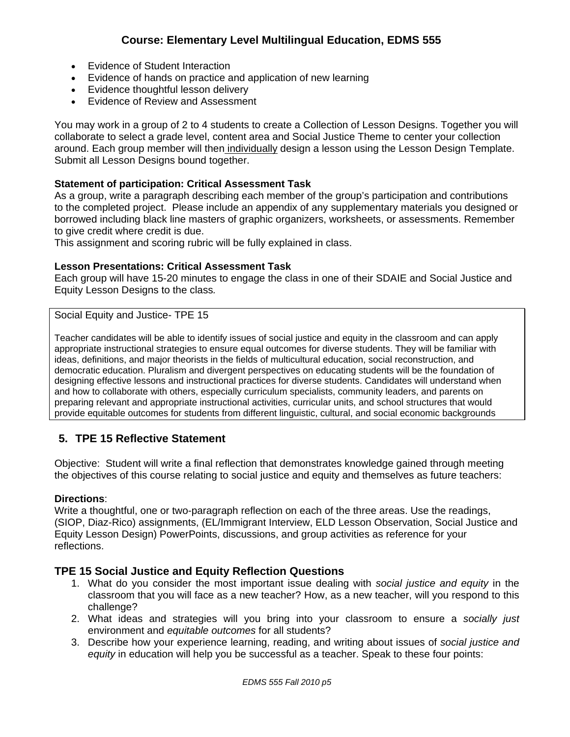- Evidence of Student Interaction
- Evidence of hands on practice and application of new learning
- Evidence thoughtful lesson delivery
- Evidence of Review and Assessment

You may work in a group of 2 to 4 students to create a Collection of Lesson Designs. Together you will collaborate to select a grade level, content area and Social Justice Theme to center your collection around. Each group member will then individually design a lesson using the Lesson Design Template. Submit all Lesson Designs bound together.

**Statement of participation: Critical Assessment Task**
As a group, write a paragraph describing each member of the group's participation and contributions to the completed project. Please include an appendix of any supplementary materials you designed or borrowed including black line masters of graphic organizers, worksheets, or assessments. Remember to give credit where credit is due.
This assignment and scoring rubric will be fully explained in class.

**Lesson Presentations: Critical Assessment Task**
Each group will have 15-20 minutes to engage the class in one of their SDAIE and Social Justice and Equity Lesson Designs to the class.

> Social Equity and Justice- TPE 15
>
> Teacher candidates will be able to identify issues of social justice and equity in the classroom and can apply appropriate instructional strategies to ensure equal outcomes for diverse students. They will be familiar with ideas, definitions, and major theorists in the fields of multicultural education, social reconstruction, and democratic education. Pluralism and divergent perspectives on educating students will be the foundation of designing effective lessons and instructional practices for diverse students. Candidates will understand when and how to collaborate with others, especially curriculum specialists, community leaders, and parents on preparing relevant and appropriate instructional activities, curricular units, and school structures that would provide equitable outcomes for students from different linguistic, cultural, and social economic backgrounds

## 5. TPE 15 Reflective Statement

Objective: Student will write a final reflection that demonstrates knowledge gained through meeting the objectives of this course relating to social justice and equity and themselves as future teachers:

**Directions**:
Write a thoughtful, one or two-paragraph reflection on each of the three areas. Use the readings, (SIOP, Diaz-Rico) assignments, (EL/Immigrant Interview, ELD Lesson Observation, Social Justice and Equity Lesson Design) PowerPoints, discussions, and group activities as reference for your reflections.

### TPE 15 Social Justice and Equity Reflection Questions

1. What do you consider the most important issue dealing with *social justice and equity* in the classroom that you will face as a new teacher? How, as a new teacher, will you respond to this challenge?
2. What ideas and strategies will you bring into your classroom to ensure a *socially just* environment and *equitable outcomes* for all students?
3. Describe how your experience learning, reading, and writing about issues of *social justice and equity* in education will help you be successful as a teacher. Speak to these four points: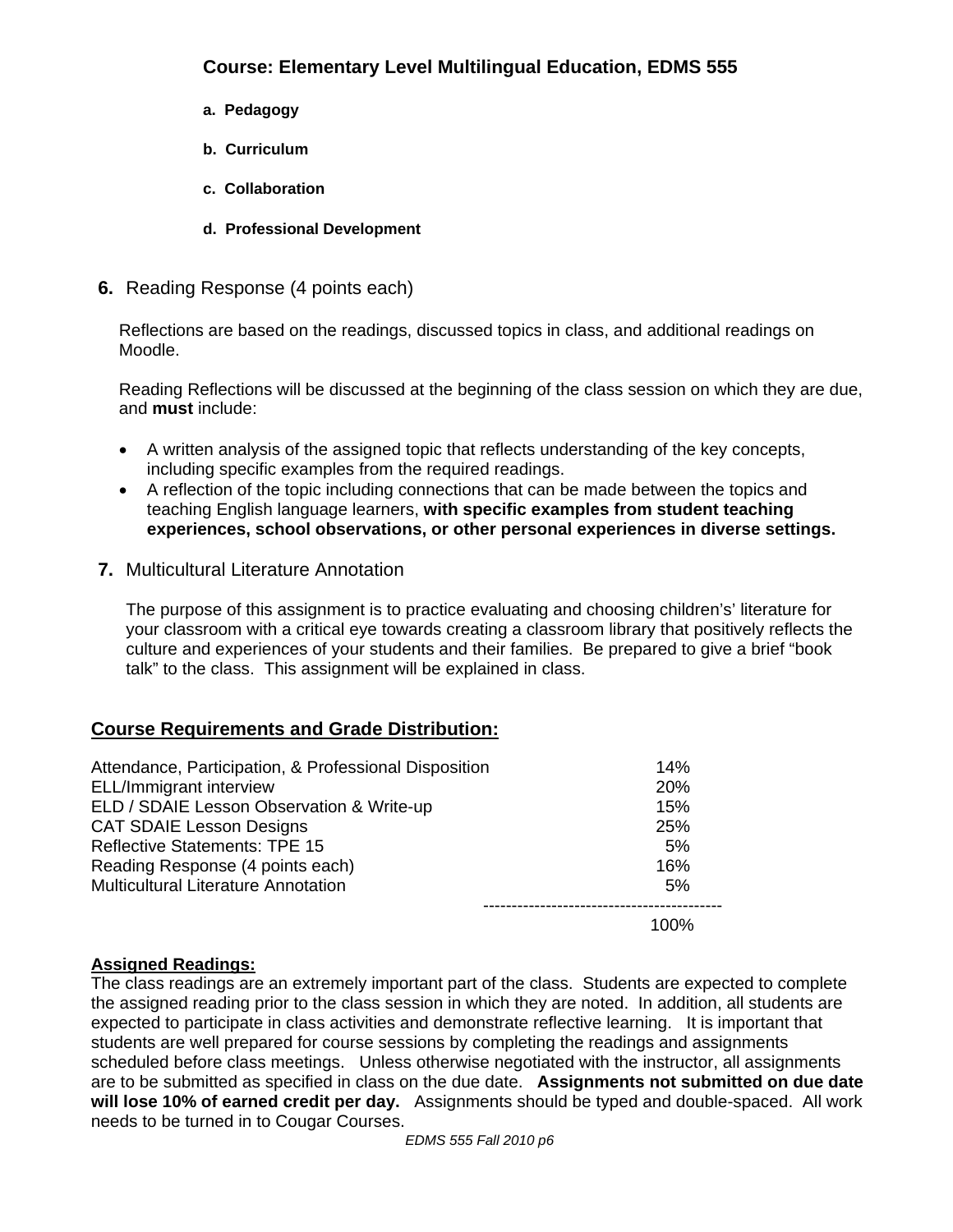**Course: Elementary Level Multilingual Education, EDMS 555**

a. **Pedagogy**

b. **Curriculum**

c. **Collaboration**

d. **Professional Development**

**6.** Reading Response (4 points each)

Reflections are based on the readings, discussed topics in class, and additional readings on Moodle.

Reading Reflections will be discussed at the beginning of the class session on which they are due, and **must** include:

- A written analysis of the assigned topic that reflects understanding of the key concepts, including specific examples from the required readings.
- A reflection of the topic including connections that can be made between the topics and teaching English language learners, **with specific examples from student teaching experiences, school observations, or other personal experiences in diverse settings.**

**7.** Multicultural Literature Annotation

The purpose of this assignment is to practice evaluating and choosing children's' literature for your classroom with a critical eye towards creating a classroom library that positively reflects the culture and experiences of your students and their families. Be prepared to give a brief "book talk" to the class. This assignment will be explained in class.

## Course Requirements and Grade Distribution:

| | |
|---|---|
| Attendance, Participation, & Professional Disposition | 14% |
| ELL/Immigrant interview | 20% |
| ELD / SDAIE Lesson Observation & Write-up | 15% |
| CAT SDAIE Lesson Designs | 25% |
| Reflective Statements: TPE 15 | 5% |
| Reading Response (4 points each) | 16% |
| Multicultural Literature Annotation | 5% |
| | 100% |

**Assigned Readings:**

The class readings are an extremely important part of the class. Students are expected to complete the assigned reading prior to the class session in which they are noted. In addition, all students are expected to participate in class activities and demonstrate reflective learning. It is important that students are well prepared for course sessions by completing the readings and assignments scheduled before class meetings. Unless otherwise negotiated with the instructor, all assignments are to be submitted as specified in class on the due date. **Assignments not submitted on due date will lose 10% of earned credit per day.** Assignments should be typed and double-spaced. All work needs to be turned in to Cougar Courses.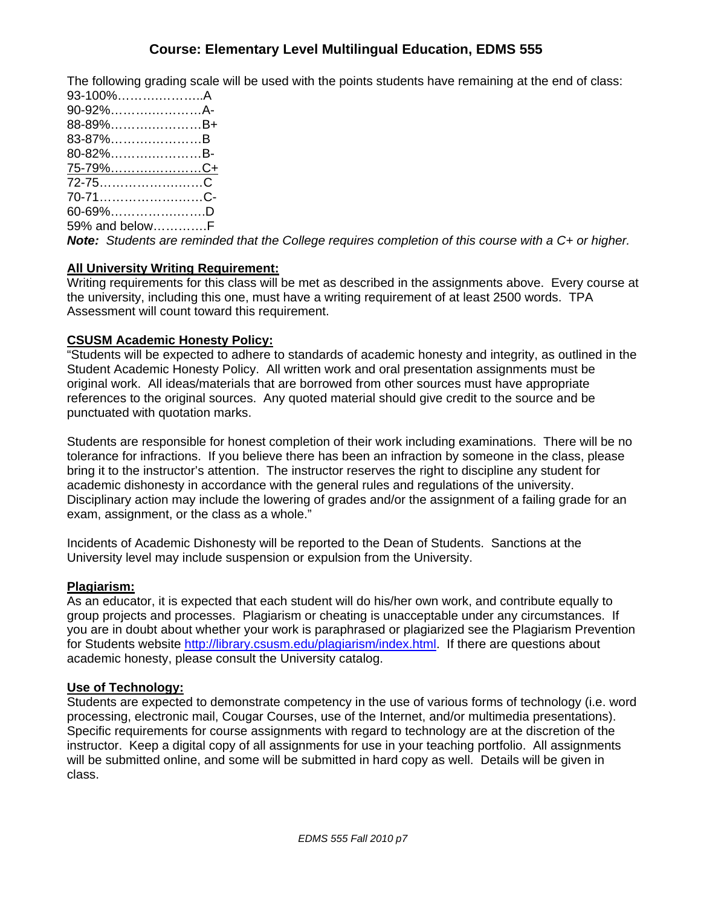## Course: Elementary Level Multilingual Education, EDMS 555

The following grading scale will be used with the points students have remaining at the end of class:

93-100%………….……..A
90-92%…………………A-
88-89%…………………B+
83-87%…………………B
80-82%…………………B-
75-79%…………………C+
72-75……………………C
70-71……………………C-
60-69%…………………D
59% and below…………F

***Note:*** *Students are reminded that the College requires completion of this course with a C+ or higher.*

### All University Writing Requirement:

Writing requirements for this class will be met as described in the assignments above. Every course at the university, including this one, must have a writing requirement of at least 2500 words. TPA Assessment will count toward this requirement.

### CSUSM Academic Honesty Policy:

"Students will be expected to adhere to standards of academic honesty and integrity, as outlined in the Student Academic Honesty Policy. All written work and oral presentation assignments must be original work. All ideas/materials that are borrowed from other sources must have appropriate references to the original sources. Any quoted material should give credit to the source and be punctuated with quotation marks.

Students are responsible for honest completion of their work including examinations. There will be no tolerance for infractions. If you believe there has been an infraction by someone in the class, please bring it to the instructor's attention. The instructor reserves the right to discipline any student for academic dishonesty in accordance with the general rules and regulations of the university. Disciplinary action may include the lowering of grades and/or the assignment of a failing grade for an exam, assignment, or the class as a whole."

Incidents of Academic Dishonesty will be reported to the Dean of Students. Sanctions at the University level may include suspension or expulsion from the University.

### Plagiarism:

As an educator, it is expected that each student will do his/her own work, and contribute equally to group projects and processes. Plagiarism or cheating is unacceptable under any circumstances. If you are in doubt about whether your work is paraphrased or plagiarized see the Plagiarism Prevention for Students website http://library.csusm.edu/plagiarism/index.html. If there are questions about academic honesty, please consult the University catalog.

### Use of Technology:

Students are expected to demonstrate competency in the use of various forms of technology (i.e. word processing, electronic mail, Cougar Courses, use of the Internet, and/or multimedia presentations). Specific requirements for course assignments with regard to technology are at the discretion of the instructor. Keep a digital copy of all assignments for use in your teaching portfolio. All assignments will be submitted online, and some will be submitted in hard copy as well. Details will be given in class.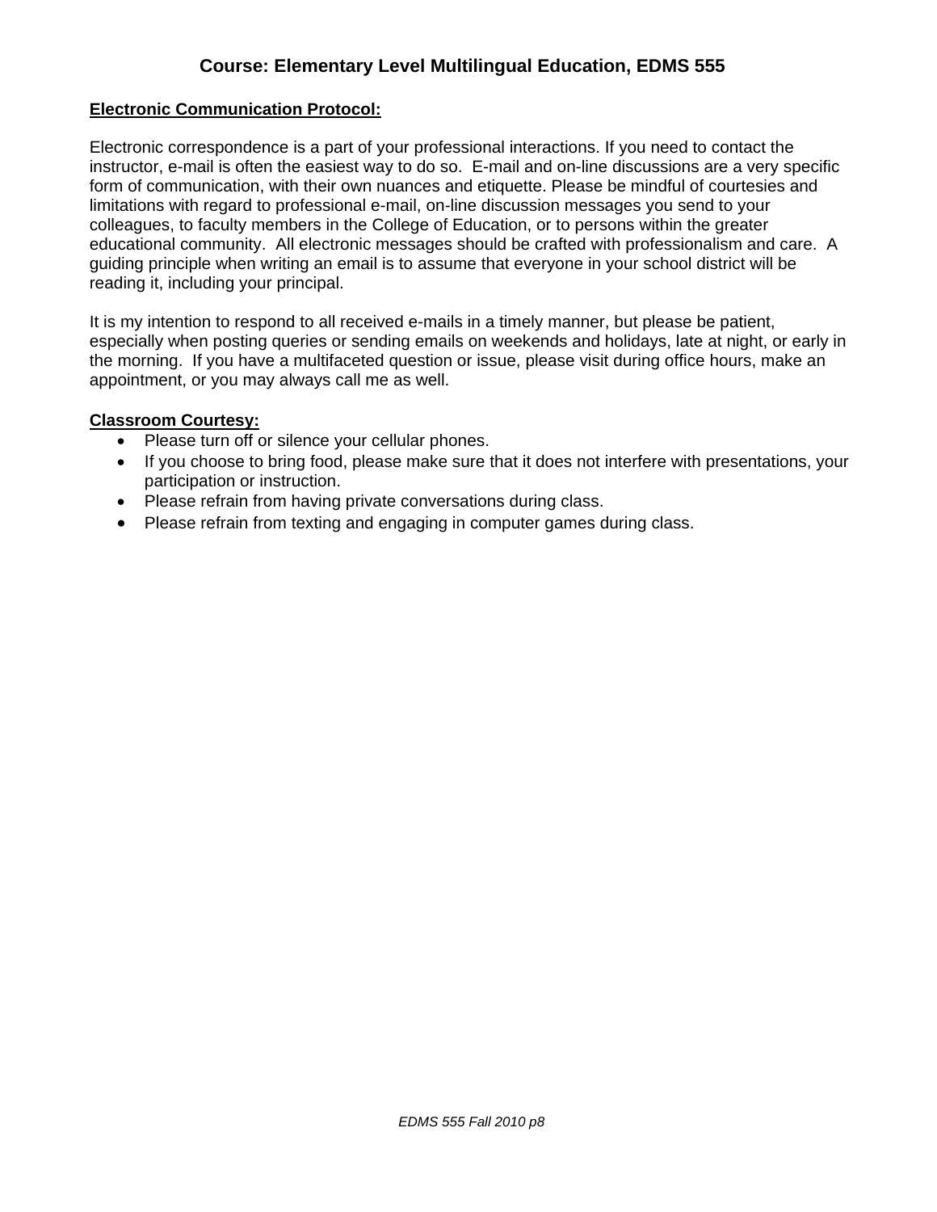**Course: Elementary Level Multilingual Education, EDMS 555**

**Electronic Communication Protocol:**

Electronic correspondence is a part of your professional interactions. If you need to contact the instructor, e-mail is often the easiest way to do so. E-mail and on-line discussions are a very specific form of communication, with their own nuances and etiquette. Please be mindful of courtesies and limitations with regard to professional e-mail, on-line discussion messages you send to your colleagues, to faculty members in the College of Education, or to persons within the greater educational community. All electronic messages should be crafted with professionalism and care. A guiding principle when writing an email is to assume that everyone in your school district will be reading it, including your principal.

It is my intention to respond to all received e-mails in a timely manner, but please be patient, especially when posting queries or sending emails on weekends and holidays, late at night, or early in the morning. If you have a multifaceted question or issue, please visit during office hours, make an appointment, or you may always call me as well.

**Classroom Courtesy:**

- Please turn off or silence your cellular phones.
- If you choose to bring food, please make sure that it does not interfere with presentations, your participation or instruction.
- Please refrain from having private conversations during class.
- Please refrain from texting and engaging in computer games during class.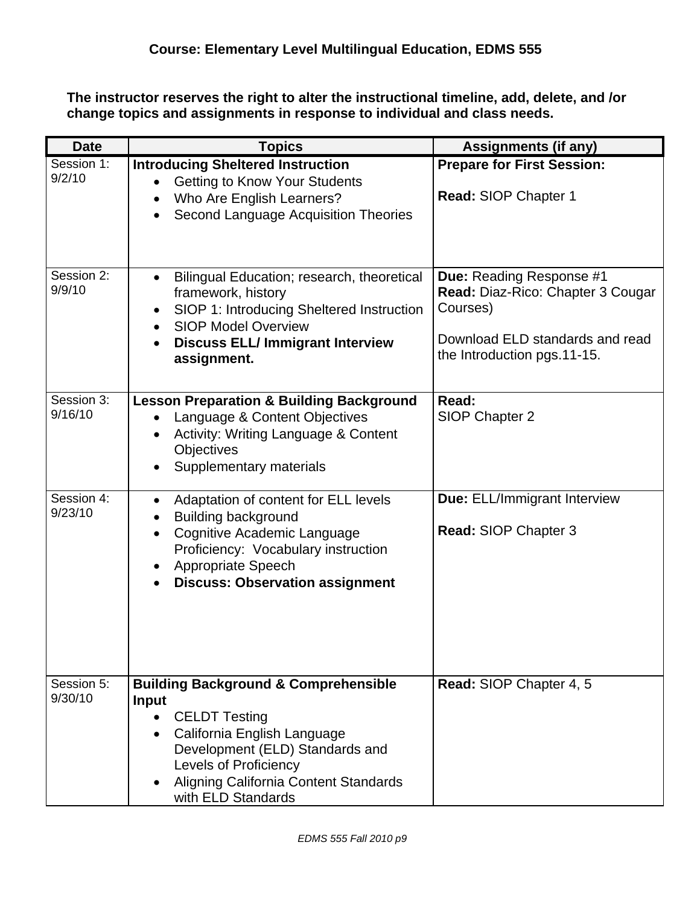**Course: Elementary Level Multilingual Education, EDMS 555**

**The instructor reserves the right to alter the instructional timeline, add, delete, and /or change topics and assignments in response to individual and class needs.**

| Date | Topics | Assignments (if any) |
|---|---|---|
| Session 1: 9/2/10 | **Introducing Sheltered Instruction**<br>• Getting to Know Your Students<br>• Who Are English Learners?<br>• Second Language Acquisition Theories | **Prepare for First Session:**<br><br>**Read:** SIOP Chapter 1 |
| Session 2: 9/9/10 | • Bilingual Education; research, theoretical framework, history<br>• SIOP 1: Introducing Sheltered Instruction<br>• SIOP Model Overview<br>• **Discuss ELL/ Immigrant Interview assignment.** | **Due:** Reading Response #1<br>**Read:** Diaz-Rico: Chapter 3 Cougar Courses)<br><br>Download ELD standards and read the Introduction pgs.11-15. |
| Session 3: 9/16/10 | **Lesson Preparation & Building Background**<br>• Language & Content Objectives<br>• Activity: Writing Language & Content Objectives<br>• Supplementary materials | **Read:**<br>SIOP Chapter 2 |
| Session 4: 9/23/10 | • Adaptation of content for ELL levels<br>• Building background<br>• Cognitive Academic Language Proficiency: Vocabulary instruction<br>• Appropriate Speech<br>• **Discuss: Observation assignment** | **Due:** ELL/Immigrant Interview<br><br>**Read:** SIOP Chapter 3 |
| Session 5: 9/30/10 | **Building Background & Comprehensible Input**<br>• CELDT Testing<br>• California English Language Development (ELD) Standards and Levels of Proficiency<br>• Aligning California Content Standards with ELD Standards | **Read:** SIOP Chapter 4, 5 |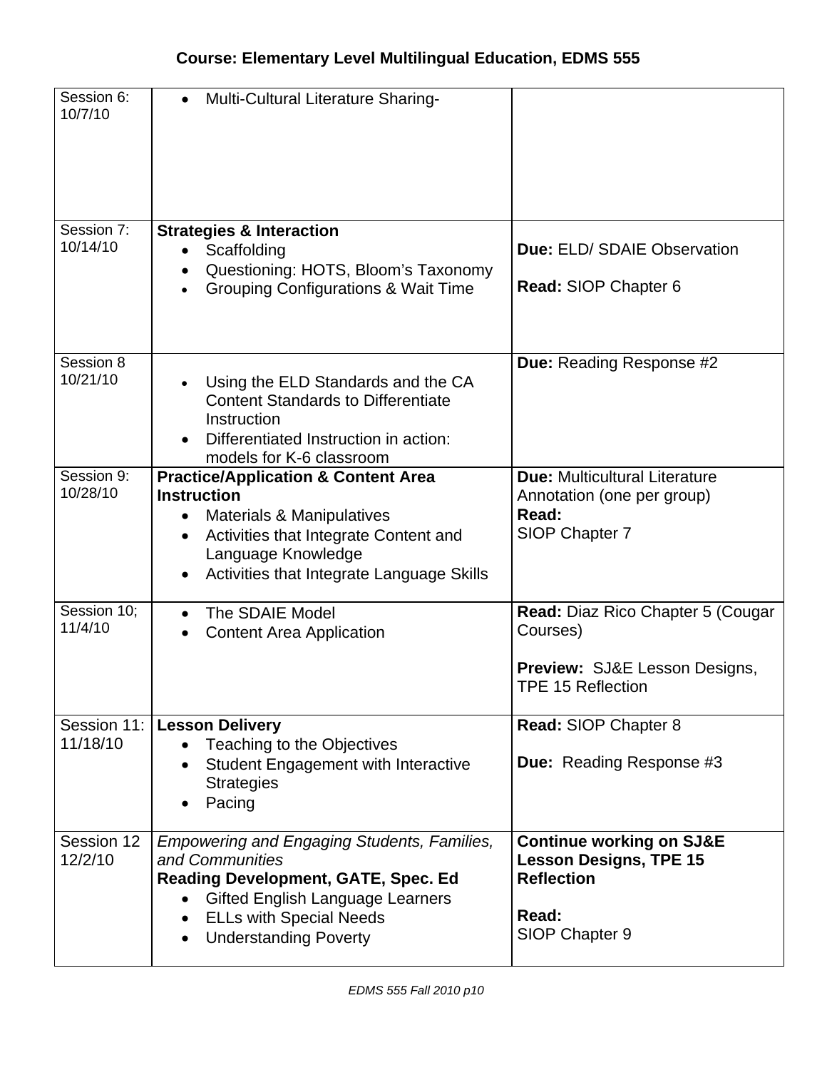## Course: Elementary Level Multilingual Education, EDMS 555

| | | |
|---|---|---|
| Session 6: 10/7/10 | • Multi-Cultural Literature Sharing- | |
| Session 7: 10/14/10 | **Strategies & Interaction**<br>• Scaffolding<br>• Questioning: HOTS, Bloom's Taxonomy<br>• Grouping Configurations & Wait Time | **Due:** ELD/ SDAIE Observation<br><br>**Read:** SIOP Chapter 6 |
| Session 8 10/21/10 | • Using the ELD Standards and the CA Content Standards to Differentiate Instruction<br>• Differentiated Instruction in action: models for K-6 classroom | **Due:** Reading Response #2 |
| Session 9: 10/28/10 | **Practice/Application & Content Area Instruction**<br>• Materials & Manipulatives<br>• Activities that Integrate Content and Language Knowledge<br>• Activities that Integrate Language Skills | **Due:** Multicultural Literature Annotation (one per group)<br>**Read:**<br>SIOP Chapter 7 |
| Session 10; 11/4/10 | • The SDAIE Model<br>• Content Area Application | **Read:** Diaz Rico Chapter 5 (Cougar Courses)<br><br>**Preview:** SJ&E Lesson Designs, TPE 15 Reflection |
| Session 11: 11/18/10 | **Lesson Delivery**<br>• Teaching to the Objectives<br>• Student Engagement with Interactive Strategies<br>• Pacing | **Read:** SIOP Chapter 8<br><br>**Due:** Reading Response #3 |
| Session 12 12/2/10 | *Empowering and Engaging Students, Families, and Communities*<br>**Reading Development, GATE, Spec. Ed**<br>• Gifted English Language Learners<br>• ELLs with Special Needs<br>• Understanding Poverty | **Continue working on SJ&E Lesson Designs, TPE 15 Reflection**<br><br>**Read:**<br>SIOP Chapter 9 |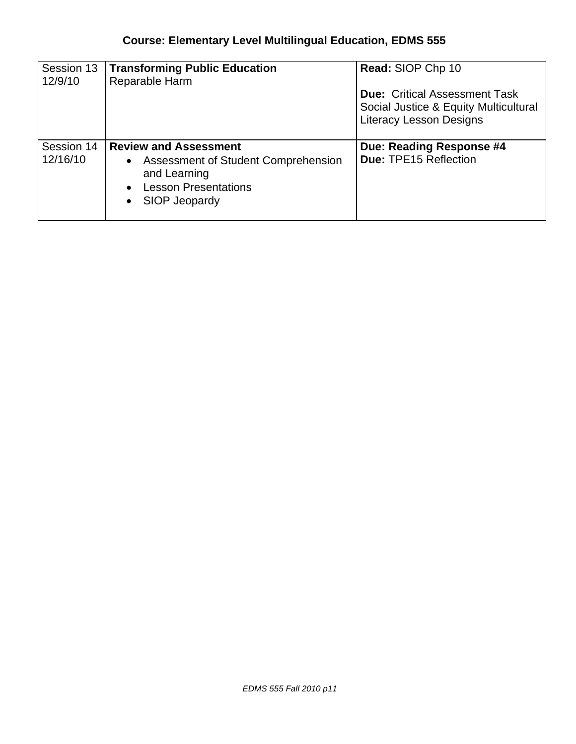**Course: Elementary Level Multilingual Education, EDMS 555**

| | | |
|---|---|---|
| Session 13<br>12/9/10 | **Transforming Public Education**<br>Reparable Harm | **Read:** SIOP Chp 10<br><br>**Due:** Critical Assessment Task Social Justice & Equity Multicultural Literacy Lesson Designs |
| Session 14<br>12/16/10 | **Review and Assessment**<br>• Assessment of Student Comprehension and Learning<br>• Lesson Presentations<br>• SIOP Jeopardy | **Due: Reading Response #4**<br>**Due:** TPE15 Reflection |